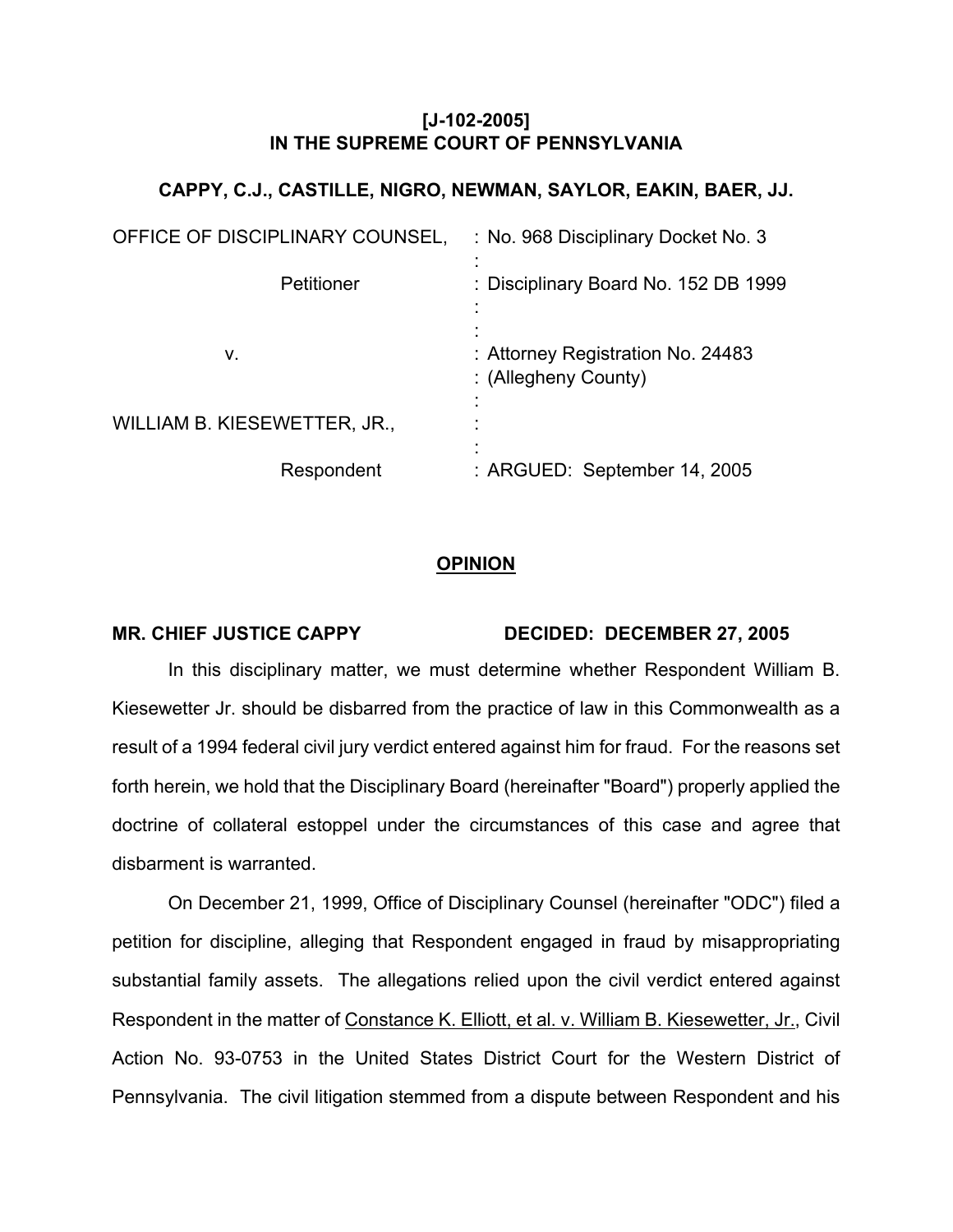**[J-102-2005]**
**IN THE SUPREME COURT OF PENNSYLVANIA**

**CAPPY, C.J., CASTILLE, NIGRO, NEWMAN, SAYLOR, EAKIN, BAER, JJ.**

| | |
|---|---|
| OFFICE OF DISCIPLINARY COUNSEL, | : No. 968 Disciplinary Docket No. 3 |
| Petitioner | : Disciplinary Board No. 152 DB 1999 |
| v. | : Attorney Registration No. 24483 : (Allegheny County) |
| WILLIAM B. KIESEWETTER, JR., | : |
| Respondent | : ARGUED: September 14, 2005 |

**OPINION**

**MR. CHIEF JUSTICE CAPPY** **DECIDED: DECEMBER 27, 2005**

In this disciplinary matter, we must determine whether Respondent William B. Kiesewetter Jr. should be disbarred from the practice of law in this Commonwealth as a result of a 1994 federal civil jury verdict entered against him for fraud. For the reasons set forth herein, we hold that the Disciplinary Board (hereinafter "Board") properly applied the doctrine of collateral estoppel under the circumstances of this case and agree that disbarment is warranted.

On December 21, 1999, Office of Disciplinary Counsel (hereinafter "ODC") filed a petition for discipline, alleging that Respondent engaged in fraud by misappropriating substantial family assets. The allegations relied upon the civil verdict entered against Respondent in the matter of Constance K. Elliott, et al. v. William B. Kiesewetter, Jr., Civil Action No. 93-0753 in the United States District Court for the Western District of Pennsylvania. The civil litigation stemmed from a dispute between Respondent and his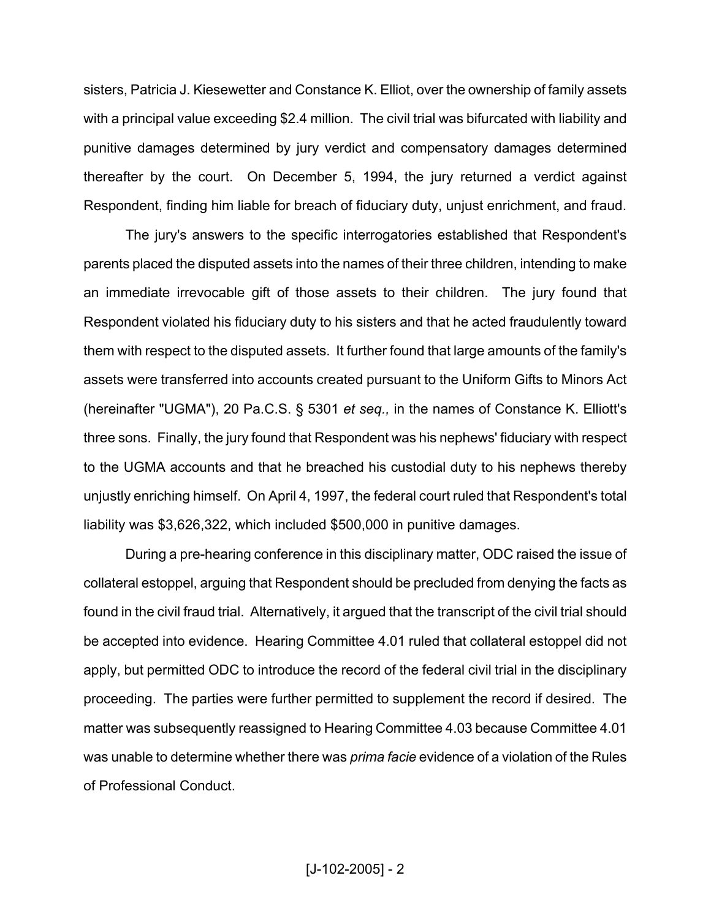sisters, Patricia J. Kiesewetter and Constance K. Elliot, over the ownership of family assets with a principal value exceeding $2.4 million. The civil trial was bifurcated with liability and punitive damages determined by jury verdict and compensatory damages determined thereafter by the court. On December 5, 1994, the jury returned a verdict against Respondent, finding him liable for breach of fiduciary duty, unjust enrichment, and fraud.

The jury's answers to the specific interrogatories established that Respondent's parents placed the disputed assets into the names of their three children, intending to make an immediate irrevocable gift of those assets to their children. The jury found that Respondent violated his fiduciary duty to his sisters and that he acted fraudulently toward them with respect to the disputed assets. It further found that large amounts of the family's assets were transferred into accounts created pursuant to the Uniform Gifts to Minors Act (hereinafter "UGMA"), 20 Pa.C.S. § 5301 *et seq.,* in the names of Constance K. Elliott's three sons. Finally, the jury found that Respondent was his nephews' fiduciary with respect to the UGMA accounts and that he breached his custodial duty to his nephews thereby unjustly enriching himself. On April 4, 1997, the federal court ruled that Respondent's total liability was $3,626,322, which included $500,000 in punitive damages.

During a pre-hearing conference in this disciplinary matter, ODC raised the issue of collateral estoppel, arguing that Respondent should be precluded from denying the facts as found in the civil fraud trial. Alternatively, it argued that the transcript of the civil trial should be accepted into evidence. Hearing Committee 4.01 ruled that collateral estoppel did not apply, but permitted ODC to introduce the record of the federal civil trial in the disciplinary proceeding. The parties were further permitted to supplement the record if desired. The matter was subsequently reassigned to Hearing Committee 4.03 because Committee 4.01 was unable to determine whether there was *prima facie* evidence of a violation of the Rules of Professional Conduct.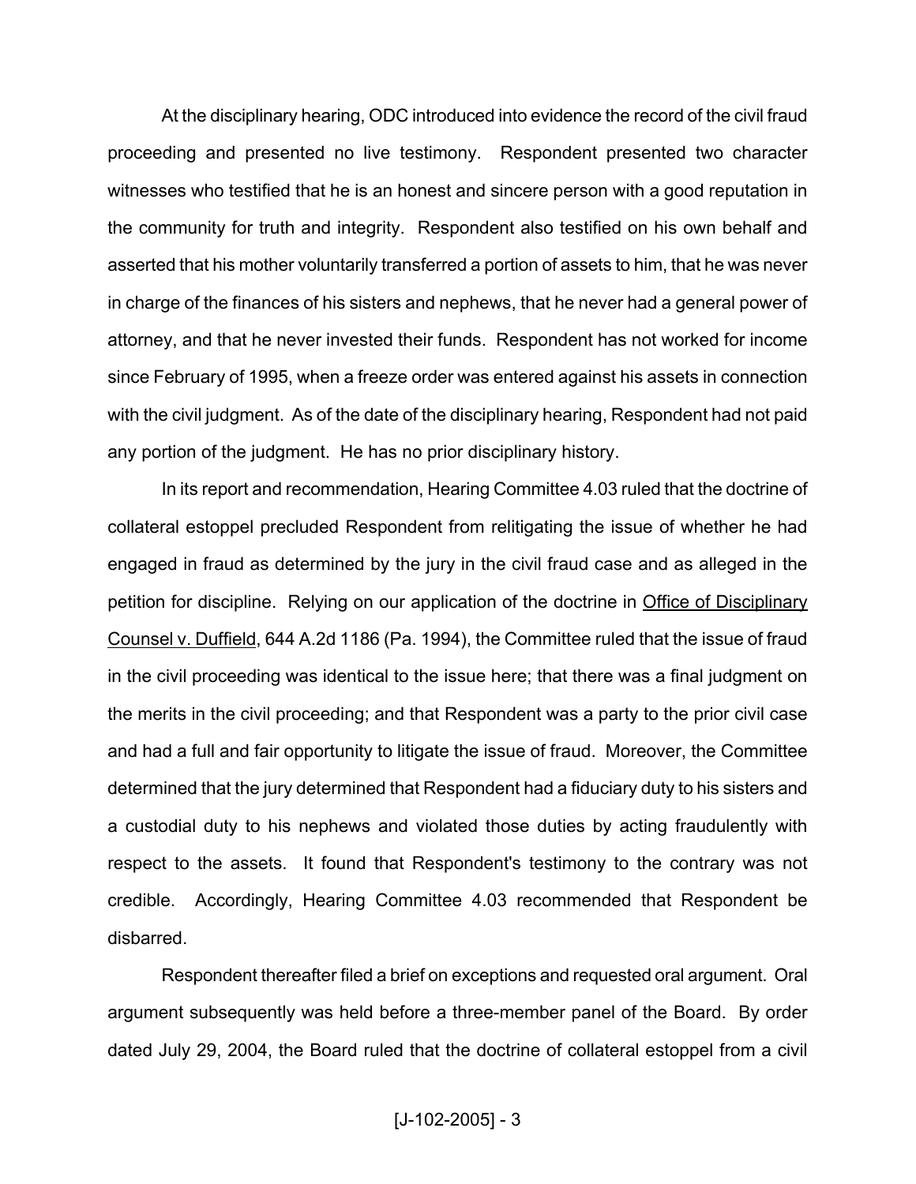At the disciplinary hearing, ODC introduced into evidence the record of the civil fraud proceeding and presented no live testimony. Respondent presented two character witnesses who testified that he is an honest and sincere person with a good reputation in the community for truth and integrity. Respondent also testified on his own behalf and asserted that his mother voluntarily transferred a portion of assets to him, that he was never in charge of the finances of his sisters and nephews, that he never had a general power of attorney, and that he never invested their funds. Respondent has not worked for income since February of 1995, when a freeze order was entered against his assets in connection with the civil judgment. As of the date of the disciplinary hearing, Respondent had not paid any portion of the judgment. He has no prior disciplinary history.

In its report and recommendation, Hearing Committee 4.03 ruled that the doctrine of collateral estoppel precluded Respondent from relitigating the issue of whether he had engaged in fraud as determined by the jury in the civil fraud case and as alleged in the petition for discipline. Relying on our application of the doctrine in Office of Disciplinary Counsel v. Duffield, 644 A.2d 1186 (Pa. 1994), the Committee ruled that the issue of fraud in the civil proceeding was identical to the issue here; that there was a final judgment on the merits in the civil proceeding; and that Respondent was a party to the prior civil case and had a full and fair opportunity to litigate the issue of fraud. Moreover, the Committee determined that the jury determined that Respondent had a fiduciary duty to his sisters and a custodial duty to his nephews and violated those duties by acting fraudulently with respect to the assets. It found that Respondent's testimony to the contrary was not credible. Accordingly, Hearing Committee 4.03 recommended that Respondent be disbarred.

Respondent thereafter filed a brief on exceptions and requested oral argument. Oral argument subsequently was held before a three-member panel of the Board. By order dated July 29, 2004, the Board ruled that the doctrine of collateral estoppel from a civil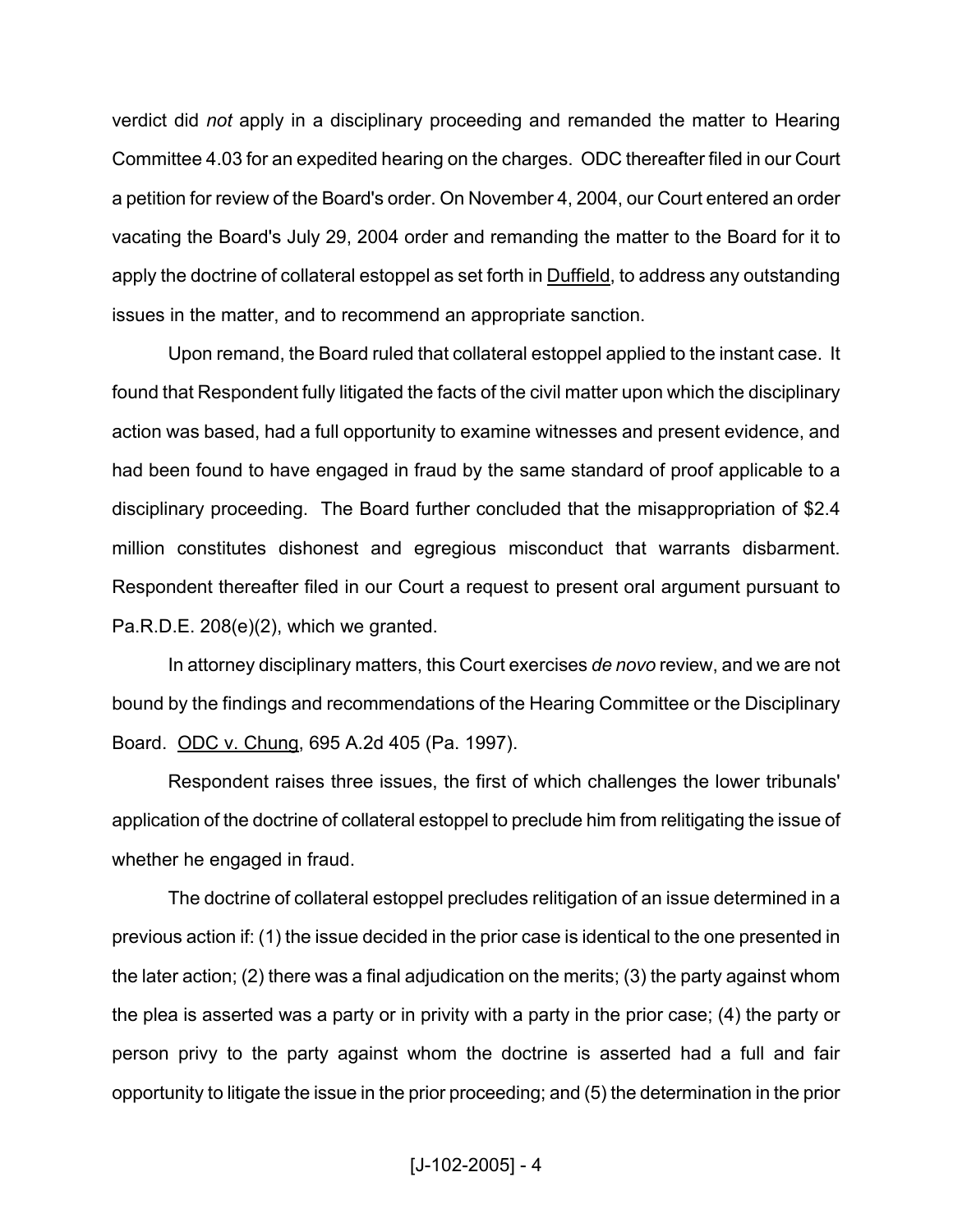verdict did *not* apply in a disciplinary proceeding and remanded the matter to Hearing Committee 4.03 for an expedited hearing on the charges. ODC thereafter filed in our Court a petition for review of the Board's order. On November 4, 2004, our Court entered an order vacating the Board's July 29, 2004 order and remanding the matter to the Board for it to apply the doctrine of collateral estoppel as set forth in Duffield, to address any outstanding issues in the matter, and to recommend an appropriate sanction.

Upon remand, the Board ruled that collateral estoppel applied to the instant case. It found that Respondent fully litigated the facts of the civil matter upon which the disciplinary action was based, had a full opportunity to examine witnesses and present evidence, and had been found to have engaged in fraud by the same standard of proof applicable to a disciplinary proceeding. The Board further concluded that the misappropriation of $2.4 million constitutes dishonest and egregious misconduct that warrants disbarment. Respondent thereafter filed in our Court a request to present oral argument pursuant to Pa.R.D.E. 208(e)(2), which we granted.

In attorney disciplinary matters, this Court exercises *de novo* review, and we are not bound by the findings and recommendations of the Hearing Committee or the Disciplinary Board. ODC v. Chung, 695 A.2d 405 (Pa. 1997).

Respondent raises three issues, the first of which challenges the lower tribunals' application of the doctrine of collateral estoppel to preclude him from relitigating the issue of whether he engaged in fraud.

The doctrine of collateral estoppel precludes relitigation of an issue determined in a previous action if: (1) the issue decided in the prior case is identical to the one presented in the later action; (2) there was a final adjudication on the merits; (3) the party against whom the plea is asserted was a party or in privity with a party in the prior case; (4) the party or person privy to the party against whom the doctrine is asserted had a full and fair opportunity to litigate the issue in the prior proceeding; and (5) the determination in the prior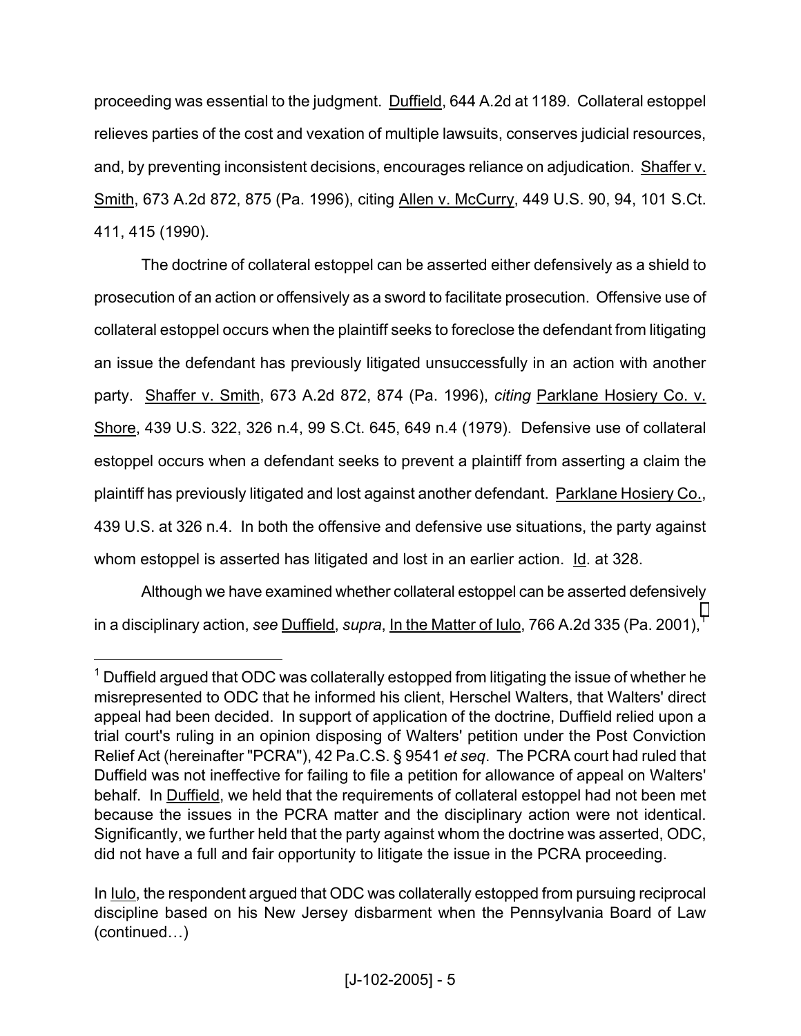proceeding was essential to the judgment. Duffield, 644 A.2d at 1189. Collateral estoppel relieves parties of the cost and vexation of multiple lawsuits, conserves judicial resources, and, by preventing inconsistent decisions, encourages reliance on adjudication. Shaffer v. Smith, 673 A.2d 872, 875 (Pa. 1996), citing Allen v. McCurry, 449 U.S. 90, 94, 101 S.Ct. 411, 415 (1990).

The doctrine of collateral estoppel can be asserted either defensively as a shield to prosecution of an action or offensively as a sword to facilitate prosecution. Offensive use of collateral estoppel occurs when the plaintiff seeks to foreclose the defendant from litigating an issue the defendant has previously litigated unsuccessfully in an action with another party. Shaffer v. Smith, 673 A.2d 872, 874 (Pa. 1996), *citing* Parklane Hosiery Co. v. Shore, 439 U.S. 322, 326 n.4, 99 S.Ct. 645, 649 n.4 (1979). Defensive use of collateral estoppel occurs when a defendant seeks to prevent a plaintiff from asserting a claim the plaintiff has previously litigated and lost against another defendant. Parklane Hosiery Co., 439 U.S. at 326 n.4. In both the offensive and defensive use situations, the party against whom estoppel is asserted has litigated and lost in an earlier action. Id. at 328.

Although we have examined whether collateral estoppel can be asserted defensively in a disciplinary action, *see* Duffield, *supra*, In the Matter of Iulo, 766 A.2d 335 (Pa. 2001),[1]

---

[1] Duffield argued that ODC was collaterally estopped from litigating the issue of whether he misrepresented to ODC that he informed his client, Herschel Walters, that Walters' direct appeal had been decided. In support of application of the doctrine, Duffield relied upon a trial court's ruling in an opinion disposing of Walters' petition under the Post Conviction Relief Act (hereinafter "PCRA"), 42 Pa.C.S. § 9541 *et seq*. The PCRA court had ruled that Duffield was not ineffective for failing to file a petition for allowance of appeal on Walters' behalf. In Duffield, we held that the requirements of collateral estoppel had not been met because the issues in the PCRA matter and the disciplinary action were not identical. Significantly, we further held that the party against whom the doctrine was asserted, ODC, did not have a full and fair opportunity to litigate the issue in the PCRA proceeding.

In Iulo, the respondent argued that ODC was collaterally estopped from pursuing reciprocal discipline based on his New Jersey disbarment when the Pennsylvania Board of Law (continued…)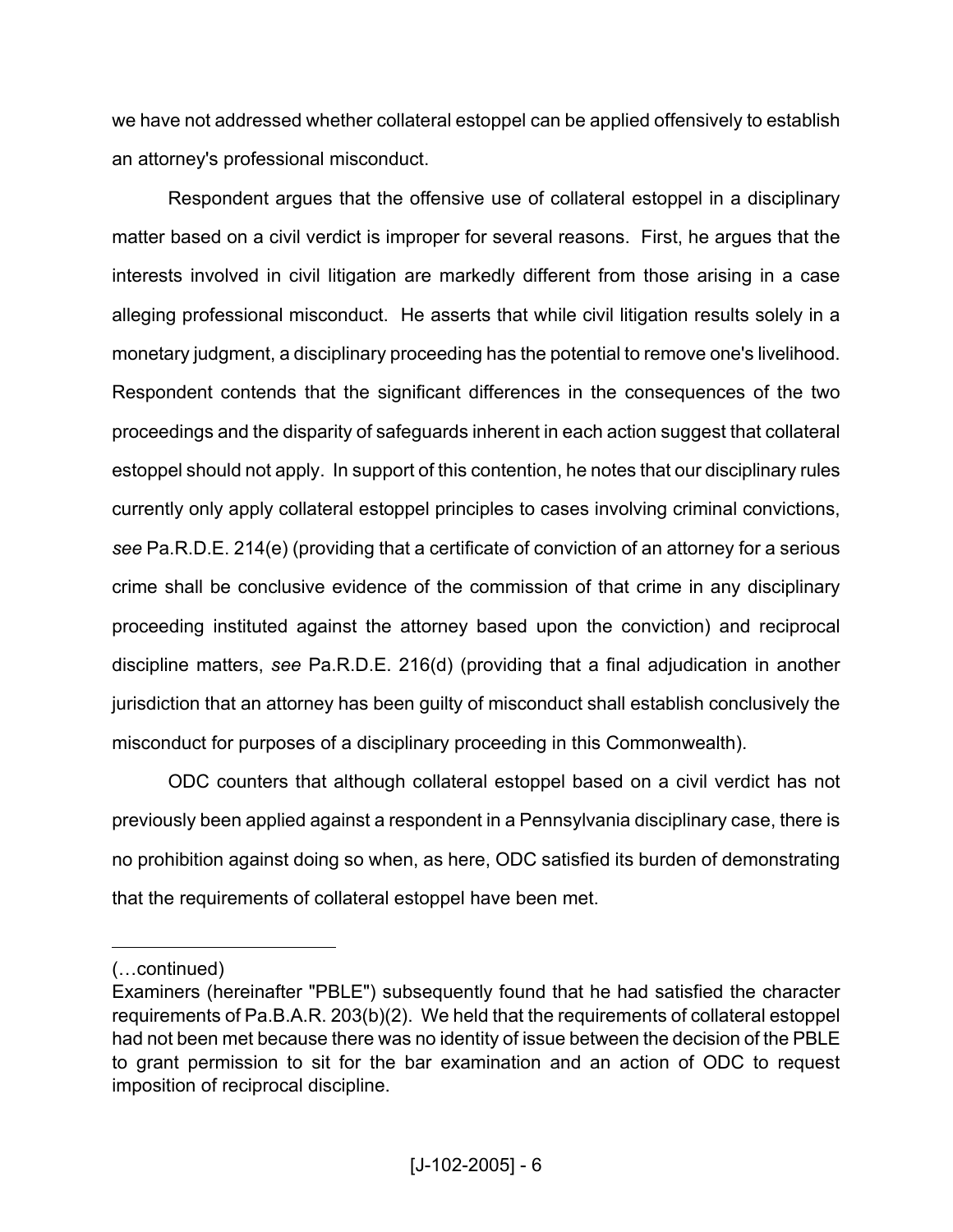we have not addressed whether collateral estoppel can be applied offensively to establish an attorney's professional misconduct.

Respondent argues that the offensive use of collateral estoppel in a disciplinary matter based on a civil verdict is improper for several reasons. First, he argues that the interests involved in civil litigation are markedly different from those arising in a case alleging professional misconduct. He asserts that while civil litigation results solely in a monetary judgment, a disciplinary proceeding has the potential to remove one's livelihood. Respondent contends that the significant differences in the consequences of the two proceedings and the disparity of safeguards inherent in each action suggest that collateral estoppel should not apply. In support of this contention, he notes that our disciplinary rules currently only apply collateral estoppel principles to cases involving criminal convictions, *see* Pa.R.D.E. 214(e) (providing that a certificate of conviction of an attorney for a serious crime shall be conclusive evidence of the commission of that crime in any disciplinary proceeding instituted against the attorney based upon the conviction) and reciprocal discipline matters, *see* Pa.R.D.E. 216(d) (providing that a final adjudication in another jurisdiction that an attorney has been guilty of misconduct shall establish conclusively the misconduct for purposes of a disciplinary proceeding in this Commonwealth).

ODC counters that although collateral estoppel based on a civil verdict has not previously been applied against a respondent in a Pennsylvania disciplinary case, there is no prohibition against doing so when, as here, ODC satisfied its burden of demonstrating that the requirements of collateral estoppel have been met.

---

(…continued)
Examiners (hereinafter "PBLE") subsequently found that he had satisfied the character requirements of Pa.B.A.R. 203(b)(2). We held that the requirements of collateral estoppel had not been met because there was no identity of issue between the decision of the PBLE to grant permission to sit for the bar examination and an action of ODC to request imposition of reciprocal discipline.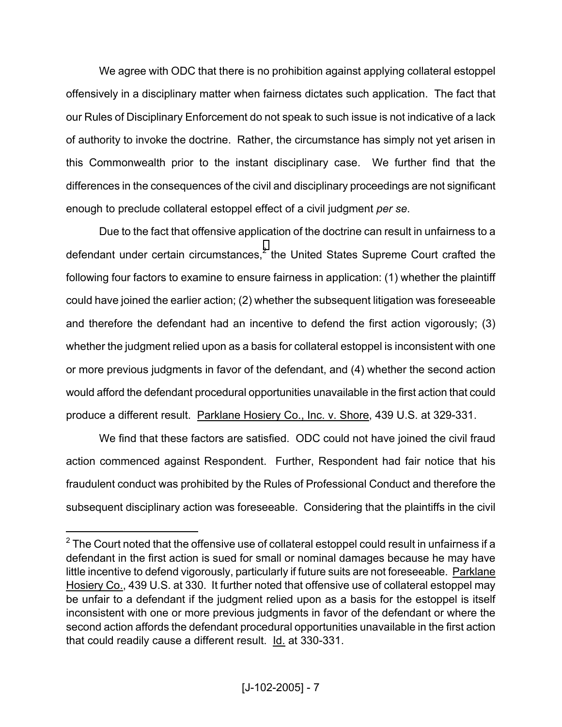We agree with ODC that there is no prohibition against applying collateral estoppel offensively in a disciplinary matter when fairness dictates such application. The fact that our Rules of Disciplinary Enforcement do not speak to such issue is not indicative of a lack of authority to invoke the doctrine. Rather, the circumstance has simply not yet arisen in this Commonwealth prior to the instant disciplinary case. We further find that the differences in the consequences of the civil and disciplinary proceedings are not significant enough to preclude collateral estoppel effect of a civil judgment *per se*.

Due to the fact that offensive application of the doctrine can result in unfairness to a defendant under certain circumstances,[2] the United States Supreme Court crafted the following four factors to examine to ensure fairness in application: (1) whether the plaintiff could have joined the earlier action; (2) whether the subsequent litigation was foreseeable and therefore the defendant had an incentive to defend the first action vigorously; (3) whether the judgment relied upon as a basis for collateral estoppel is inconsistent with one or more previous judgments in favor of the defendant, and (4) whether the second action would afford the defendant procedural opportunities unavailable in the first action that could produce a different result. Parklane Hosiery Co., Inc. v. Shore, 439 U.S. at 329-331.

We find that these factors are satisfied. ODC could not have joined the civil fraud action commenced against Respondent. Further, Respondent had fair notice that his fraudulent conduct was prohibited by the Rules of Professional Conduct and therefore the subsequent disciplinary action was foreseeable. Considering that the plaintiffs in the civil

---

[2] The Court noted that the offensive use of collateral estoppel could result in unfairness if a defendant in the first action is sued for small or nominal damages because he may have little incentive to defend vigorously, particularly if future suits are not foreseeable. Parklane Hosiery Co., 439 U.S. at 330. It further noted that offensive use of collateral estoppel may be unfair to a defendant if the judgment relied upon as a basis for the estoppel is itself inconsistent with one or more previous judgments in favor of the defendant or where the second action affords the defendant procedural opportunities unavailable in the first action that could readily cause a different result. Id. at 330-331.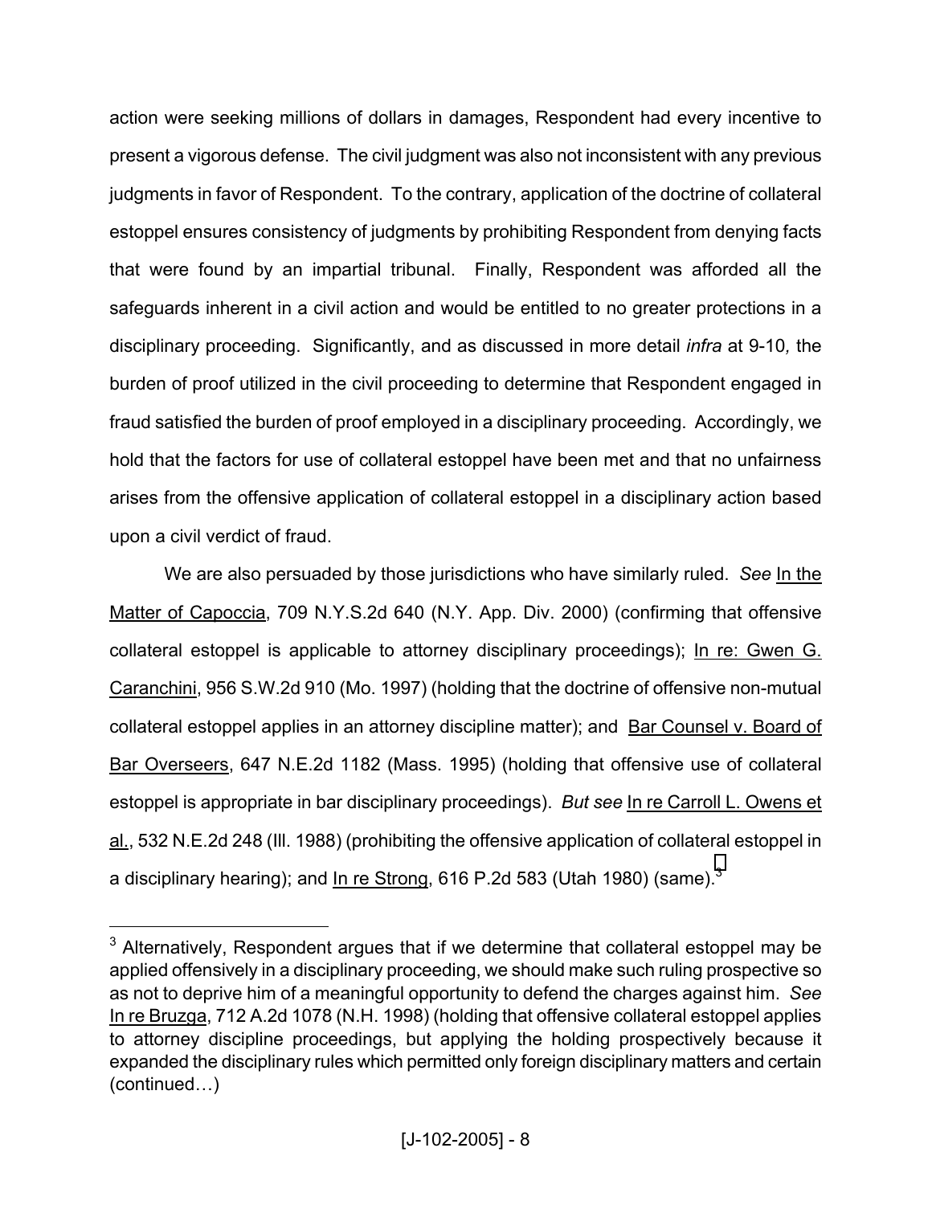action were seeking millions of dollars in damages, Respondent had every incentive to present a vigorous defense. The civil judgment was also not inconsistent with any previous judgments in favor of Respondent. To the contrary, application of the doctrine of collateral estoppel ensures consistency of judgments by prohibiting Respondent from denying facts that were found by an impartial tribunal. Finally, Respondent was afforded all the safeguards inherent in a civil action and would be entitled to no greater protections in a disciplinary proceeding. Significantly, and as discussed in more detail *infra* at 9-10*,* the burden of proof utilized in the civil proceeding to determine that Respondent engaged in fraud satisfied the burden of proof employed in a disciplinary proceeding. Accordingly, we hold that the factors for use of collateral estoppel have been met and that no unfairness arises from the offensive application of collateral estoppel in a disciplinary action based upon a civil verdict of fraud.

We are also persuaded by those jurisdictions who have similarly ruled. *See* In the Matter of Capoccia, 709 N.Y.S.2d 640 (N.Y. App. Div. 2000) (confirming that offensive collateral estoppel is applicable to attorney disciplinary proceedings); In re: Gwen G. Caranchini, 956 S.W.2d 910 (Mo. 1997) (holding that the doctrine of offensive non-mutual collateral estoppel applies in an attorney discipline matter); and Bar Counsel v. Board of Bar Overseers, 647 N.E.2d 1182 (Mass. 1995) (holding that offensive use of collateral estoppel is appropriate in bar disciplinary proceedings). *But see* In re Carroll L. Owens et al., 532 N.E.2d 248 (Ill. 1988) (prohibiting the offensive application of collateral estoppel in a disciplinary hearing); and In re Strong, 616 P.2d 583 (Utah 1980) (same).[3]

---

[3] Alternatively, Respondent argues that if we determine that collateral estoppel may be applied offensively in a disciplinary proceeding, we should make such ruling prospective so as not to deprive him of a meaningful opportunity to defend the charges against him. *See* In re Bruzga, 712 A.2d 1078 (N.H. 1998) (holding that offensive collateral estoppel applies to attorney discipline proceedings, but applying the holding prospectively because it expanded the disciplinary rules which permitted only foreign disciplinary matters and certain (continued…)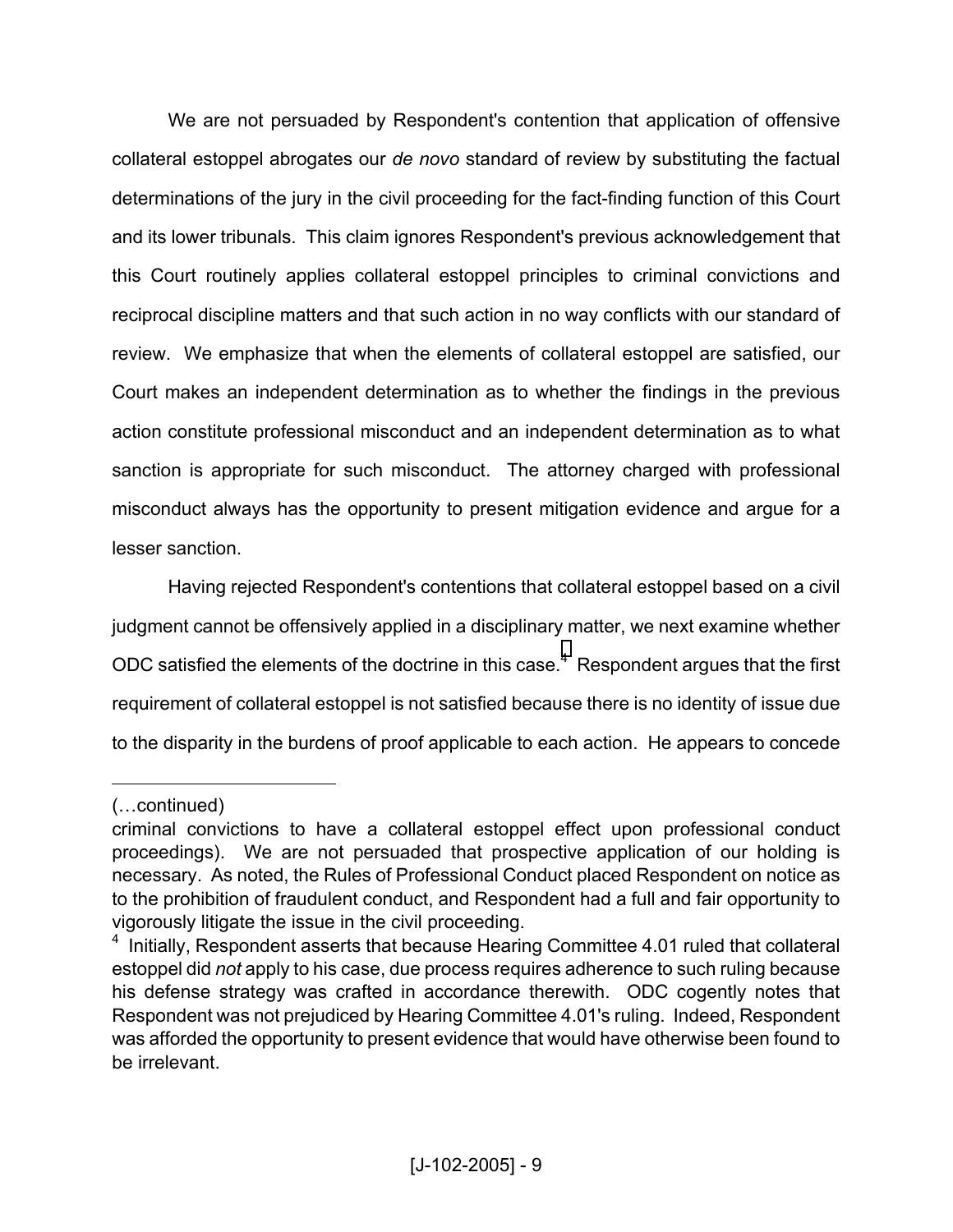We are not persuaded by Respondent's contention that application of offensive collateral estoppel abrogates our *de novo* standard of review by substituting the factual determinations of the jury in the civil proceeding for the fact-finding function of this Court and its lower tribunals. This claim ignores Respondent's previous acknowledgement that this Court routinely applies collateral estoppel principles to criminal convictions and reciprocal discipline matters and that such action in no way conflicts with our standard of review. We emphasize that when the elements of collateral estoppel are satisfied, our Court makes an independent determination as to whether the findings in the previous action constitute professional misconduct and an independent determination as to what sanction is appropriate for such misconduct. The attorney charged with professional misconduct always has the opportunity to present mitigation evidence and argue for a lesser sanction.

Having rejected Respondent's contentions that collateral estoppel based on a civil judgment cannot be offensively applied in a disciplinary matter, we next examine whether ODC satisfied the elements of the doctrine in this case.[4] Respondent argues that the first requirement of collateral estoppel is not satisfied because there is no identity of issue due to the disparity in the burdens of proof applicable to each action. He appears to concede

---

(…continued)
criminal convictions to have a collateral estoppel effect upon professional conduct proceedings). We are not persuaded that prospective application of our holding is necessary. As noted, the Rules of Professional Conduct placed Respondent on notice as to the prohibition of fraudulent conduct, and Respondent had a full and fair opportunity to vigorously litigate the issue in the civil proceeding.

[4] Initially, Respondent asserts that because Hearing Committee 4.01 ruled that collateral estoppel did *not* apply to his case, due process requires adherence to such ruling because his defense strategy was crafted in accordance therewith. ODC cogently notes that Respondent was not prejudiced by Hearing Committee 4.01's ruling. Indeed, Respondent was afforded the opportunity to present evidence that would have otherwise been found to be irrelevant.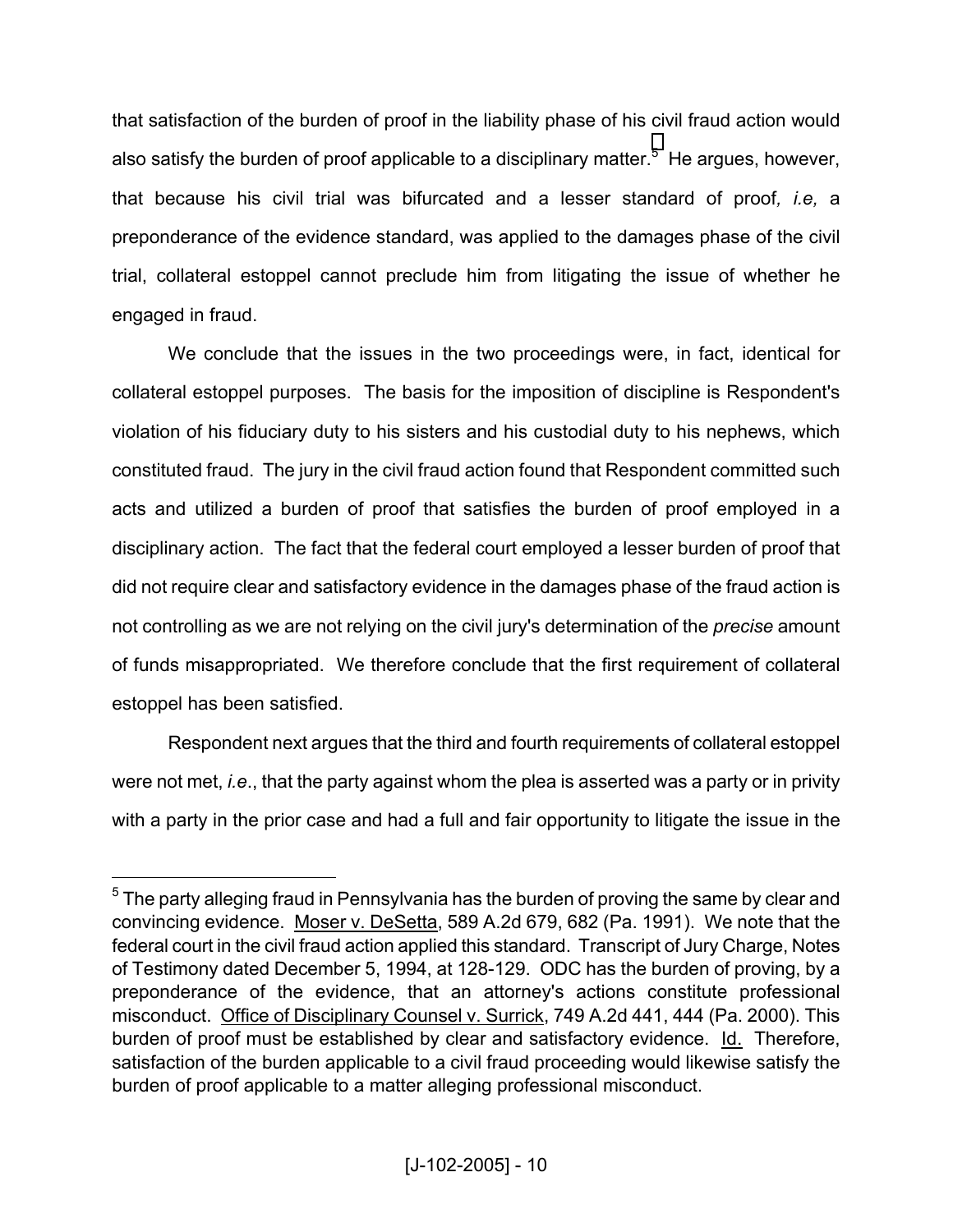that satisfaction of the burden of proof in the liability phase of his civil fraud action would also satisfy the burden of proof applicable to a disciplinary matter.[5] He argues, however, that because his civil trial was bifurcated and a lesser standard of proof*, i.e,* a preponderance of the evidence standard, was applied to the damages phase of the civil trial, collateral estoppel cannot preclude him from litigating the issue of whether he engaged in fraud.

We conclude that the issues in the two proceedings were, in fact, identical for collateral estoppel purposes. The basis for the imposition of discipline is Respondent's violation of his fiduciary duty to his sisters and his custodial duty to his nephews, which constituted fraud. The jury in the civil fraud action found that Respondent committed such acts and utilized a burden of proof that satisfies the burden of proof employed in a disciplinary action. The fact that the federal court employed a lesser burden of proof that did not require clear and satisfactory evidence in the damages phase of the fraud action is not controlling as we are not relying on the civil jury's determination of the *precise* amount of funds misappropriated. We therefore conclude that the first requirement of collateral estoppel has been satisfied.

Respondent next argues that the third and fourth requirements of collateral estoppel were not met, *i.e*., that the party against whom the plea is asserted was a party or in privity with a party in the prior case and had a full and fair opportunity to litigate the issue in the

---

[5] The party alleging fraud in Pennsylvania has the burden of proving the same by clear and convincing evidence. Moser v. DeSetta, 589 A.2d 679, 682 (Pa. 1991). We note that the federal court in the civil fraud action applied this standard. Transcript of Jury Charge, Notes of Testimony dated December 5, 1994, at 128-129. ODC has the burden of proving, by a preponderance of the evidence, that an attorney's actions constitute professional misconduct. Office of Disciplinary Counsel v. Surrick, 749 A.2d 441, 444 (Pa. 2000). This burden of proof must be established by clear and satisfactory evidence. Id. Therefore, satisfaction of the burden applicable to a civil fraud proceeding would likewise satisfy the burden of proof applicable to a matter alleging professional misconduct.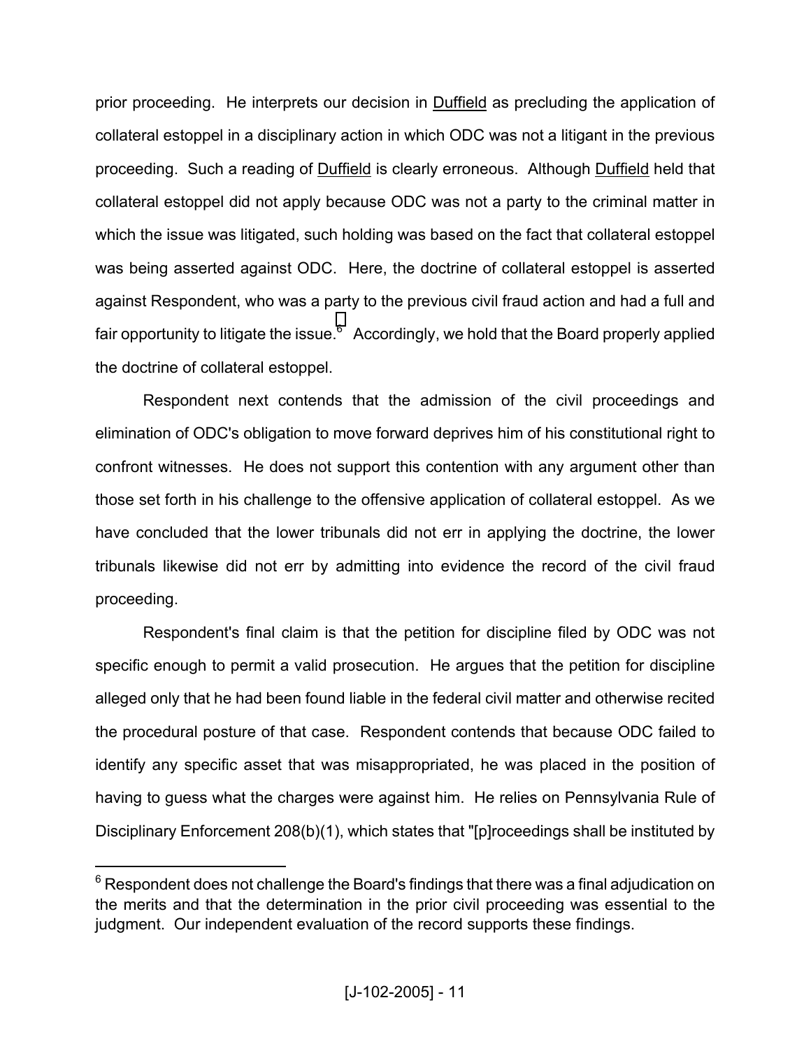prior proceeding. He interprets our decision in Duffield as precluding the application of collateral estoppel in a disciplinary action in which ODC was not a litigant in the previous proceeding. Such a reading of Duffield is clearly erroneous. Although Duffield held that collateral estoppel did not apply because ODC was not a party to the criminal matter in which the issue was litigated, such holding was based on the fact that collateral estoppel was being asserted against ODC. Here, the doctrine of collateral estoppel is asserted against Respondent, who was a party to the previous civil fraud action and had a full and fair opportunity to litigate the issue.[6] Accordingly, we hold that the Board properly applied the doctrine of collateral estoppel.

Respondent next contends that the admission of the civil proceedings and elimination of ODC's obligation to move forward deprives him of his constitutional right to confront witnesses. He does not support this contention with any argument other than those set forth in his challenge to the offensive application of collateral estoppel. As we have concluded that the lower tribunals did not err in applying the doctrine, the lower tribunals likewise did not err by admitting into evidence the record of the civil fraud proceeding.

Respondent's final claim is that the petition for discipline filed by ODC was not specific enough to permit a valid prosecution. He argues that the petition for discipline alleged only that he had been found liable in the federal civil matter and otherwise recited the procedural posture of that case. Respondent contends that because ODC failed to identify any specific asset that was misappropriated, he was placed in the position of having to guess what the charges were against him. He relies on Pennsylvania Rule of Disciplinary Enforcement 208(b)(1), which states that "[p]roceedings shall be instituted by

---

[6] Respondent does not challenge the Board's findings that there was a final adjudication on the merits and that the determination in the prior civil proceeding was essential to the judgment. Our independent evaluation of the record supports these findings.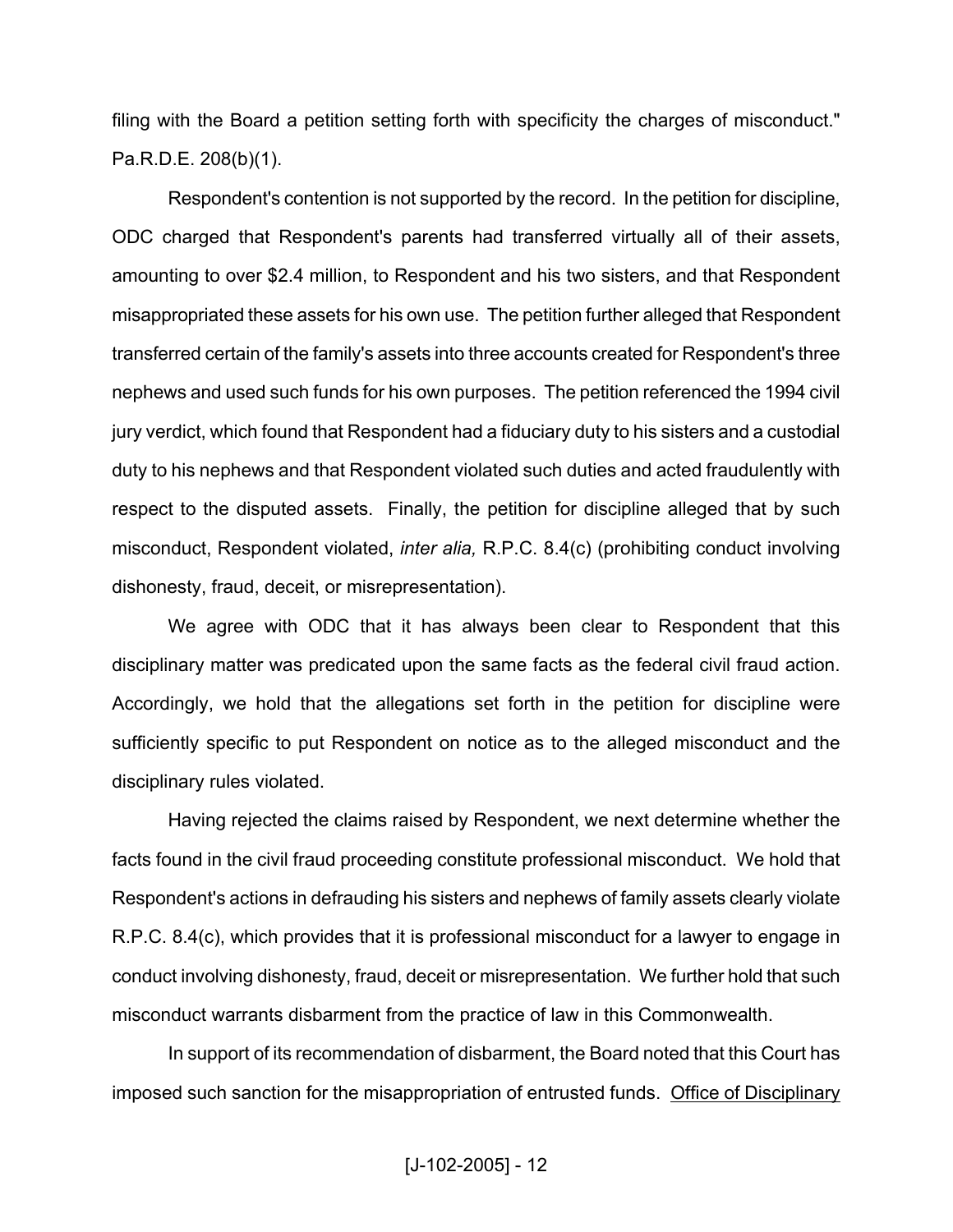filing with the Board a petition setting forth with specificity the charges of misconduct." Pa.R.D.E. 208(b)(1).

Respondent's contention is not supported by the record. In the petition for discipline, ODC charged that Respondent's parents had transferred virtually all of their assets, amounting to over $2.4 million, to Respondent and his two sisters, and that Respondent misappropriated these assets for his own use. The petition further alleged that Respondent transferred certain of the family's assets into three accounts created for Respondent's three nephews and used such funds for his own purposes. The petition referenced the 1994 civil jury verdict, which found that Respondent had a fiduciary duty to his sisters and a custodial duty to his nephews and that Respondent violated such duties and acted fraudulently with respect to the disputed assets. Finally, the petition for discipline alleged that by such misconduct, Respondent violated, *inter alia,* R.P.C. 8.4(c) (prohibiting conduct involving dishonesty, fraud, deceit, or misrepresentation).

We agree with ODC that it has always been clear to Respondent that this disciplinary matter was predicated upon the same facts as the federal civil fraud action. Accordingly, we hold that the allegations set forth in the petition for discipline were sufficiently specific to put Respondent on notice as to the alleged misconduct and the disciplinary rules violated.

Having rejected the claims raised by Respondent, we next determine whether the facts found in the civil fraud proceeding constitute professional misconduct. We hold that Respondent's actions in defrauding his sisters and nephews of family assets clearly violate R.P.C. 8.4(c), which provides that it is professional misconduct for a lawyer to engage in conduct involving dishonesty, fraud, deceit or misrepresentation. We further hold that such misconduct warrants disbarment from the practice of law in this Commonwealth.

In support of its recommendation of disbarment, the Board noted that this Court has imposed such sanction for the misappropriation of entrusted funds. Office of Disciplinary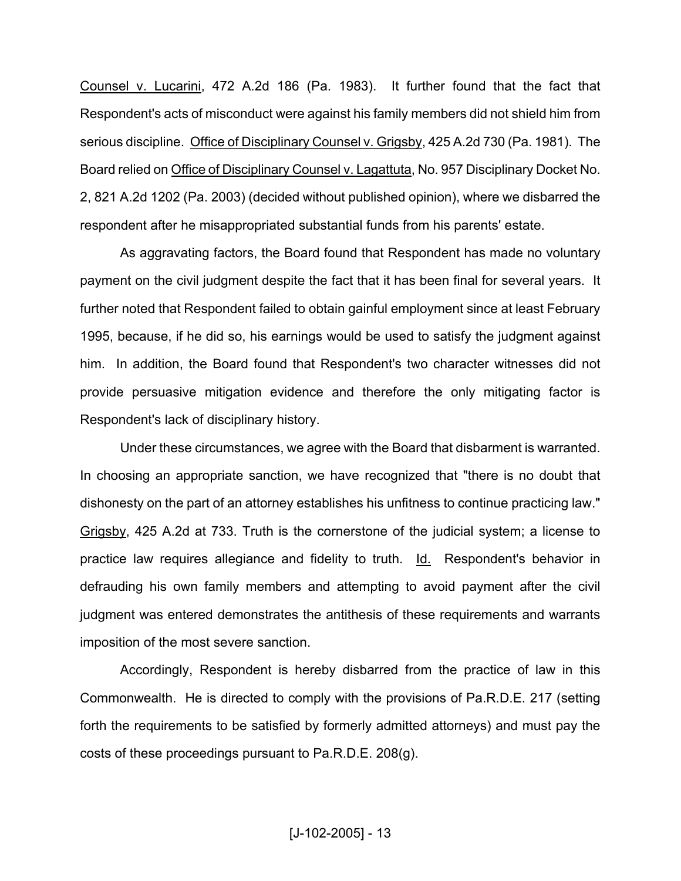Counsel v. Lucarini, 472 A.2d 186 (Pa. 1983). It further found that the fact that Respondent's acts of misconduct were against his family members did not shield him from serious discipline. Office of Disciplinary Counsel v. Grigsby, 425 A.2d 730 (Pa. 1981). The Board relied on Office of Disciplinary Counsel v. Lagattuta, No. 957 Disciplinary Docket No. 2, 821 A.2d 1202 (Pa. 2003) (decided without published opinion), where we disbarred the respondent after he misappropriated substantial funds from his parents' estate.

As aggravating factors, the Board found that Respondent has made no voluntary payment on the civil judgment despite the fact that it has been final for several years. It further noted that Respondent failed to obtain gainful employment since at least February 1995, because, if he did so, his earnings would be used to satisfy the judgment against him. In addition, the Board found that Respondent's two character witnesses did not provide persuasive mitigation evidence and therefore the only mitigating factor is Respondent's lack of disciplinary history.

Under these circumstances, we agree with the Board that disbarment is warranted. In choosing an appropriate sanction, we have recognized that "there is no doubt that dishonesty on the part of an attorney establishes his unfitness to continue practicing law." Grigsby, 425 A.2d at 733. Truth is the cornerstone of the judicial system; a license to practice law requires allegiance and fidelity to truth. Id. Respondent's behavior in defrauding his own family members and attempting to avoid payment after the civil judgment was entered demonstrates the antithesis of these requirements and warrants imposition of the most severe sanction.

Accordingly, Respondent is hereby disbarred from the practice of law in this Commonwealth. He is directed to comply with the provisions of Pa.R.D.E. 217 (setting forth the requirements to be satisfied by formerly admitted attorneys) and must pay the costs of these proceedings pursuant to Pa.R.D.E. 208(g).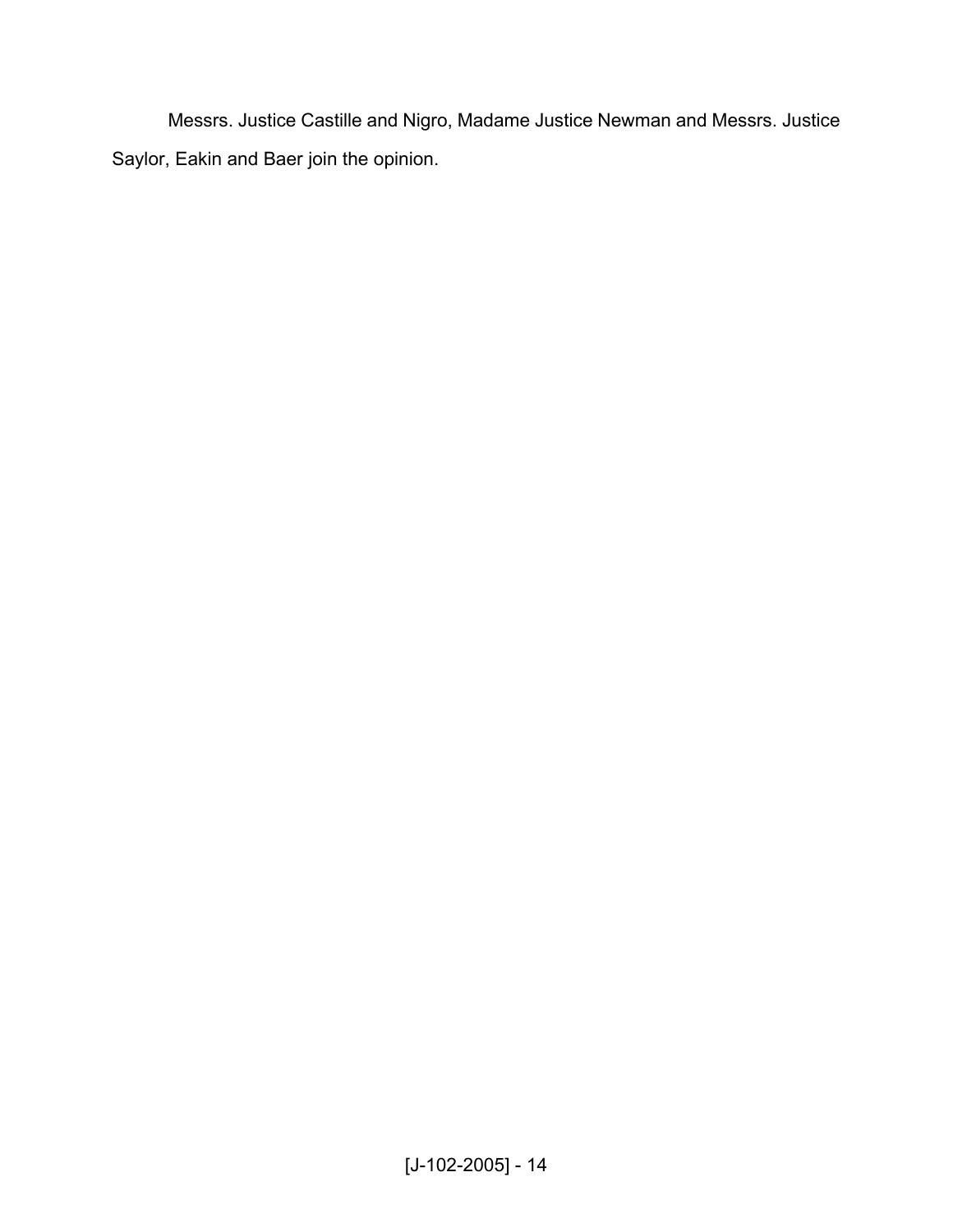Messrs. Justice Castille and Nigro, Madame Justice Newman and Messrs. Justice Saylor, Eakin and Baer join the opinion.